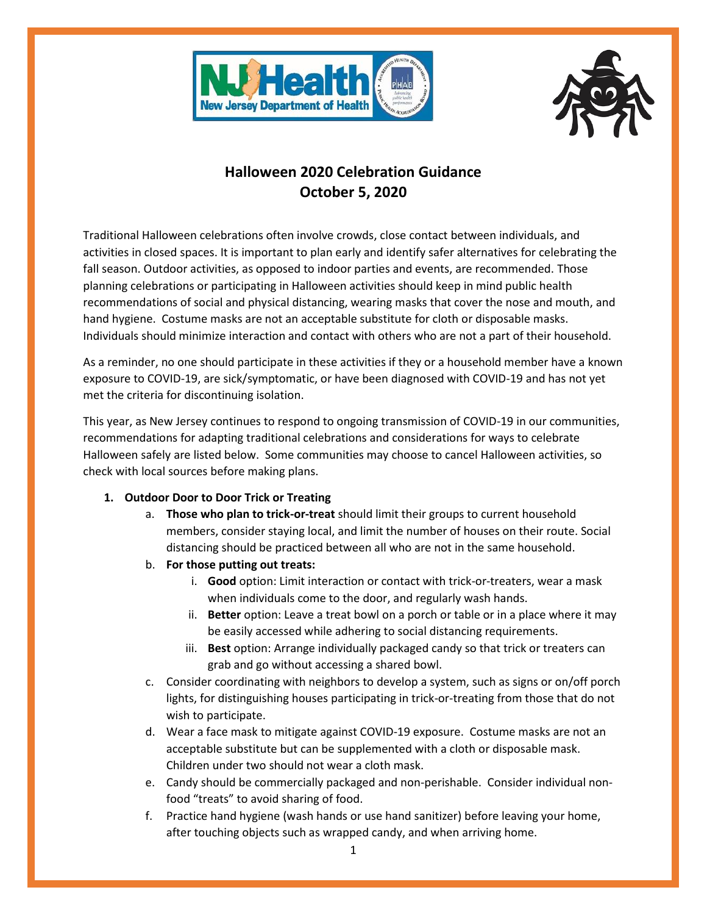# Halloween 2020 Celebration Guidance
## October 5, 2020

Traditional Halloween celebrations often involve crowds, close contact between individuals, and activities in closed spaces. It is important to plan early and identify safer alternatives for celebrating the fall season. Outdoor activities, as opposed to indoor parties and events, are recommended. Those planning celebrations or participating in Halloween activities should keep in mind public health recommendations of social and physical distancing, wearing masks that cover the nose and mouth, and hand hygiene. Costume masks are not an acceptable substitute for cloth or disposable masks. Individuals should minimize interaction and contact with others who are not a part of their household.

As a reminder, no one should participate in these activities if they or a household member have a known exposure to COVID-19, are sick/symptomatic, or have been diagnosed with COVID-19 and has not yet met the criteria for discontinuing isolation.

This year, as New Jersey continues to respond to ongoing transmission of COVID-19 in our communities, recommendations for adapting traditional celebrations and considerations for ways to celebrate Halloween safely are listed below. Some communities may choose to cancel Halloween activities, so check with local sources before making plans.

1. **Outdoor Door to Door Trick or Treating**
   a. **Those who plan to trick-or-treat** should limit their groups to current household members, consider staying local, and limit the number of houses on their route. Social distancing should be practiced between all who are not in the same household.
   b. **For those putting out treats:**
      i. **Good** option: Limit interaction or contact with trick-or-treaters, wear a mask when individuals come to the door, and regularly wash hands.
      ii. **Better** option: Leave a treat bowl on a porch or table or in a place where it may be easily accessed while adhering to social distancing requirements.
      iii. **Best** option: Arrange individually packaged candy so that trick or treaters can grab and go without accessing a shared bowl.
   c. Consider coordinating with neighbors to develop a system, such as signs or on/off porch lights, for distinguishing houses participating in trick-or-treating from those that do not wish to participate.
   d. Wear a face mask to mitigate against COVID-19 exposure. Costume masks are not an acceptable substitute but can be supplemented with a cloth or disposable mask. Children under two should not wear a cloth mask.
   e. Candy should be commercially packaged and non-perishable. Consider individual non-food "treats" to avoid sharing of food.
   f. Practice hand hygiene (wash hands or use hand sanitizer) before leaving your home, after touching objects such as wrapped candy, and when arriving home.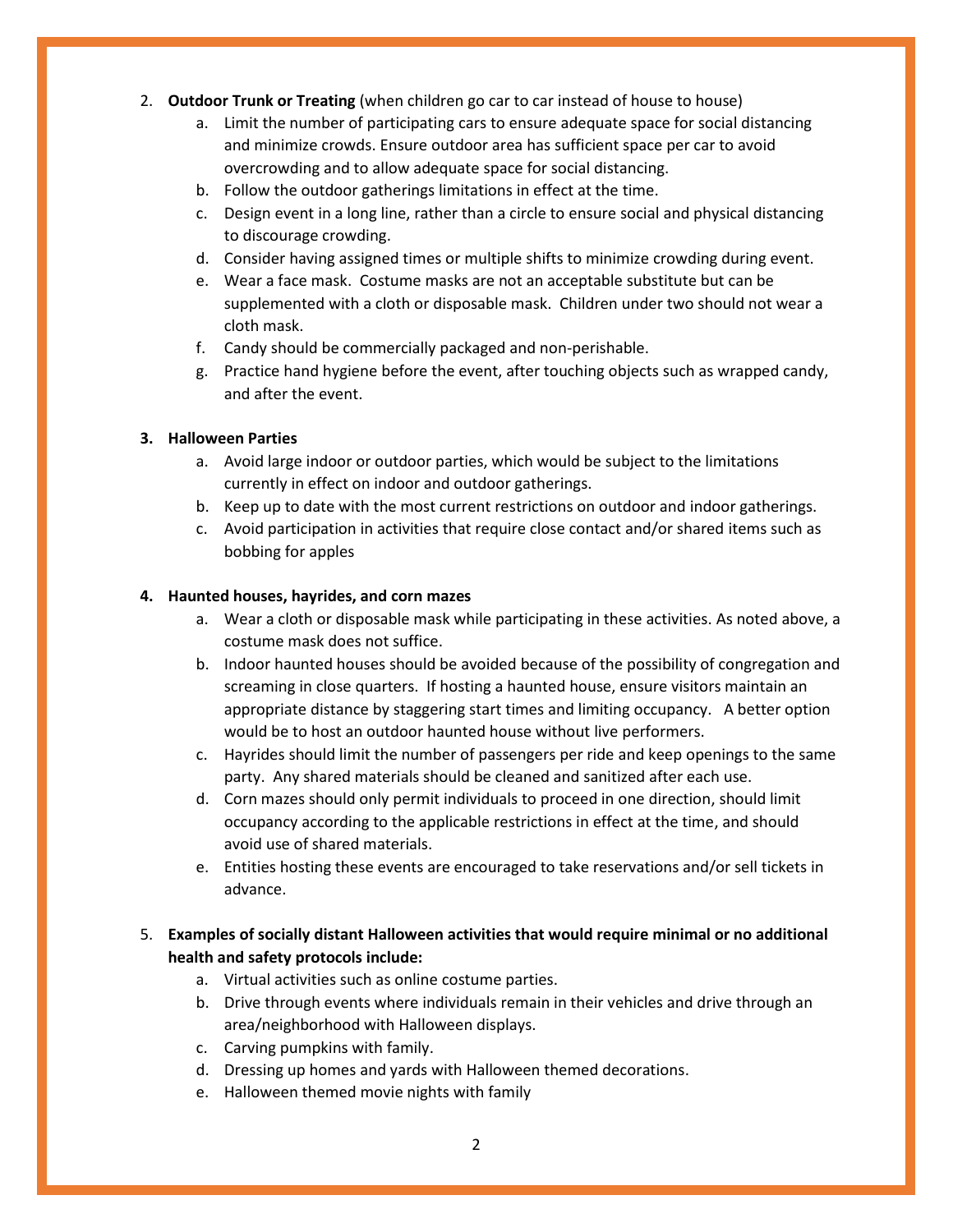2. **Outdoor Trunk or Treating** (when children go car to car instead of house to house)
    a. Limit the number of participating cars to ensure adequate space for social distancing and minimize crowds. Ensure outdoor area has sufficient space per car to avoid overcrowding and to allow adequate space for social distancing.
    b. Follow the outdoor gatherings limitations in effect at the time.
    c. Design event in a long line, rather than a circle to ensure social and physical distancing to discourage crowding.
    d. Consider having assigned times or multiple shifts to minimize crowding during event.
    e. Wear a face mask. Costume masks are not an acceptable substitute but can be supplemented with a cloth or disposable mask. Children under two should not wear a cloth mask.
    f. Candy should be commercially packaged and non-perishable.
    g. Practice hand hygiene before the event, after touching objects such as wrapped candy, and after the event.

3. **Halloween Parties**
    a. Avoid large indoor or outdoor parties, which would be subject to the limitations currently in effect on indoor and outdoor gatherings.
    b. Keep up to date with the most current restrictions on outdoor and indoor gatherings.
    c. Avoid participation in activities that require close contact and/or shared items such as bobbing for apples

4. **Haunted houses, hayrides, and corn mazes**
    a. Wear a cloth or disposable mask while participating in these activities. As noted above, a costume mask does not suffice.
    b. Indoor haunted houses should be avoided because of the possibility of congregation and screaming in close quarters. If hosting a haunted house, ensure visitors maintain an appropriate distance by staggering start times and limiting occupancy. A better option would be to host an outdoor haunted house without live performers.
    c. Hayrides should limit the number of passengers per ride and keep openings to the same party. Any shared materials should be cleaned and sanitized after each use.
    d. Corn mazes should only permit individuals to proceed in one direction, should limit occupancy according to the applicable restrictions in effect at the time, and should avoid use of shared materials.
    e. Entities hosting these events are encouraged to take reservations and/or sell tickets in advance.

5. **Examples of socially distant Halloween activities that would require minimal or no additional health and safety protocols include:**
    a. Virtual activities such as online costume parties.
    b. Drive through events where individuals remain in their vehicles and drive through an area/neighborhood with Halloween displays.
    c. Carving pumpkins with family.
    d. Dressing up homes and yards with Halloween themed decorations.
    e. Halloween themed movie nights with family